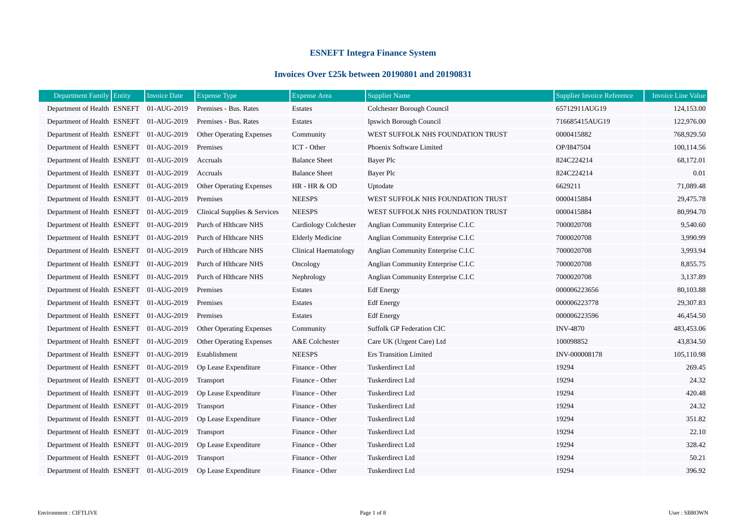# ESNEFT Integra Finance System

## Invoices Over £25k between 20190801 and 20190831

| Department Family | Entity | Invoice Date | Expense Type | Expense Area | Supplier Name | Supplier Invoice Reference | Invoice Line Value |
|---|---|---|---|---|---|---|---|
| Department of Health | ESNEFT | 01-AUG-2019 | Premises - Bus. Rates | Estates | Colchester Borough Council | 65712911AUG19 | 124,153.00 |
| Department of Health | ESNEFT | 01-AUG-2019 | Premises - Bus. Rates | Estates | Ipswich Borough Council | 716685415AUG19 | 122,976.00 |
| Department of Health | ESNEFT | 01-AUG-2019 | Other Operating Expenses | Community | WEST SUFFOLK NHS FOUNDATION TRUST | 0000415882 | 768,929.50 |
| Department of Health | ESNEFT | 01-AUG-2019 | Premises | ICT - Other | Phoenix Software Limited | OP/I847504 | 100,114.56 |
| Department of Health | ESNEFT | 01-AUG-2019 | Accruals | Balance Sheet | Bayer Plc | 824C224214 | 68,172.01 |
| Department of Health | ESNEFT | 01-AUG-2019 | Accruals | Balance Sheet | Bayer Plc | 824C224214 | 0.01 |
| Department of Health | ESNEFT | 01-AUG-2019 | Other Operating Expenses | HR - HR & OD | Uptodate | 6629211 | 71,089.48 |
| Department of Health | ESNEFT | 01-AUG-2019 | Premises | NEESPS | WEST SUFFOLK NHS FOUNDATION TRUST | 0000415884 | 29,475.78 |
| Department of Health | ESNEFT | 01-AUG-2019 | Clinical Supplies & Services | NEESPS | WEST SUFFOLK NHS FOUNDATION TRUST | 0000415884 | 80,994.70 |
| Department of Health | ESNEFT | 01-AUG-2019 | Purch of Hlthcare NHS | Cardiology Colchester | Anglian Community Enterprise C.I.C | 7000020708 | 9,540.60 |
| Department of Health | ESNEFT | 01-AUG-2019 | Purch of Hlthcare NHS | Elderly Medicine | Anglian Community Enterprise C.I.C | 7000020708 | 3,990.99 |
| Department of Health | ESNEFT | 01-AUG-2019 | Purch of Hlthcare NHS | Clinical Haematology | Anglian Community Enterprise C.I.C | 7000020708 | 3,993.94 |
| Department of Health | ESNEFT | 01-AUG-2019 | Purch of Hlthcare NHS | Oncology | Anglian Community Enterprise C.I.C | 7000020708 | 8,855.75 |
| Department of Health | ESNEFT | 01-AUG-2019 | Purch of Hlthcare NHS | Nephrology | Anglian Community Enterprise C.I.C | 7000020708 | 3,137.89 |
| Department of Health | ESNEFT | 01-AUG-2019 | Premises | Estates | Edf Energy | 000006223656 | 80,103.88 |
| Department of Health | ESNEFT | 01-AUG-2019 | Premises | Estates | Edf Energy | 000006223778 | 29,307.83 |
| Department of Health | ESNEFT | 01-AUG-2019 | Premises | Estates | Edf Energy | 000006223596 | 46,454.50 |
| Department of Health | ESNEFT | 01-AUG-2019 | Other Operating Expenses | Community | Suffolk GP Federation CIC | INV-4870 | 483,453.06 |
| Department of Health | ESNEFT | 01-AUG-2019 | Other Operating Expenses | A&E Colchester | Care UK (Urgent Care) Ltd | 100098852 | 43,834.50 |
| Department of Health | ESNEFT | 01-AUG-2019 | Establishment | NEESPS | Ers Transition Limited | INV-000008178 | 105,110.98 |
| Department of Health | ESNEFT | 01-AUG-2019 | Op Lease Expenditure | Finance - Other | Tuskerdirect Ltd | 19294 | 269.45 |
| Department of Health | ESNEFT | 01-AUG-2019 | Transport | Finance - Other | Tuskerdirect Ltd | 19294 | 24.32 |
| Department of Health | ESNEFT | 01-AUG-2019 | Op Lease Expenditure | Finance - Other | Tuskerdirect Ltd | 19294 | 420.48 |
| Department of Health | ESNEFT | 01-AUG-2019 | Transport | Finance - Other | Tuskerdirect Ltd | 19294 | 24.32 |
| Department of Health | ESNEFT | 01-AUG-2019 | Op Lease Expenditure | Finance - Other | Tuskerdirect Ltd | 19294 | 351.82 |
| Department of Health | ESNEFT | 01-AUG-2019 | Transport | Finance - Other | Tuskerdirect Ltd | 19294 | 22.10 |
| Department of Health | ESNEFT | 01-AUG-2019 | Op Lease Expenditure | Finance - Other | Tuskerdirect Ltd | 19294 | 328.42 |
| Department of Health | ESNEFT | 01-AUG-2019 | Transport | Finance - Other | Tuskerdirect Ltd | 19294 | 50.21 |
| Department of Health | ESNEFT | 01-AUG-2019 | Op Lease Expenditure | Finance - Other | Tuskerdirect Ltd | 19294 | 396.92 |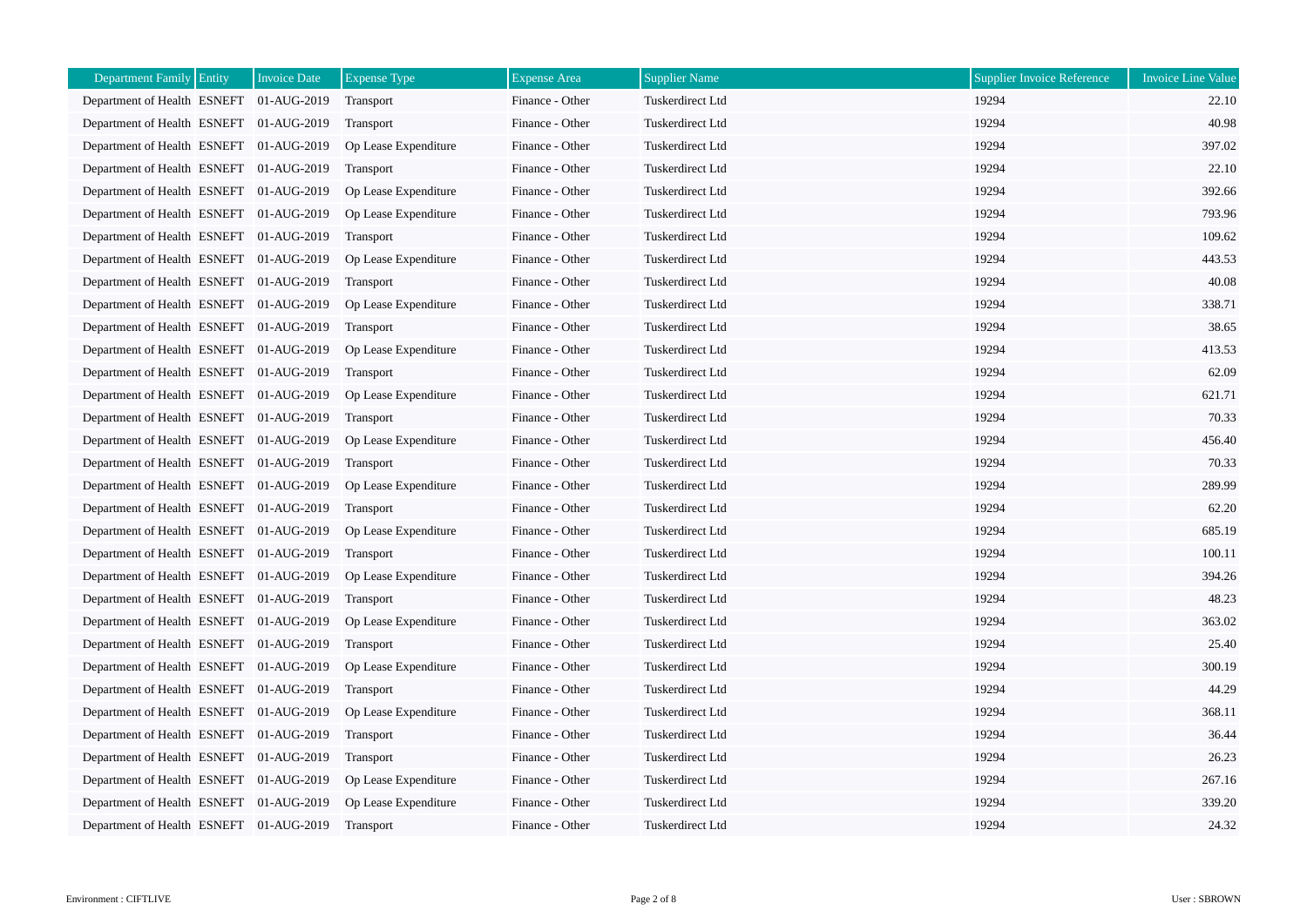| Department Family | Entity | Invoice Date | Expense Type | Expense Area | Supplier Name | Supplier Invoice Reference | Invoice Line Value |
|---|---|---|---|---|---|---|---|
| Department of Health | ESNEFT | 01-AUG-2019 | Transport | Finance - Other | Tuskerdirect Ltd | 19294 | 22.10 |
| Department of Health | ESNEFT | 01-AUG-2019 | Transport | Finance - Other | Tuskerdirect Ltd | 19294 | 40.98 |
| Department of Health | ESNEFT | 01-AUG-2019 | Op Lease Expenditure | Finance - Other | Tuskerdirect Ltd | 19294 | 397.02 |
| Department of Health | ESNEFT | 01-AUG-2019 | Transport | Finance - Other | Tuskerdirect Ltd | 19294 | 22.10 |
| Department of Health | ESNEFT | 01-AUG-2019 | Op Lease Expenditure | Finance - Other | Tuskerdirect Ltd | 19294 | 392.66 |
| Department of Health | ESNEFT | 01-AUG-2019 | Op Lease Expenditure | Finance - Other | Tuskerdirect Ltd | 19294 | 793.96 |
| Department of Health | ESNEFT | 01-AUG-2019 | Transport | Finance - Other | Tuskerdirect Ltd | 19294 | 109.62 |
| Department of Health | ESNEFT | 01-AUG-2019 | Op Lease Expenditure | Finance - Other | Tuskerdirect Ltd | 19294 | 443.53 |
| Department of Health | ESNEFT | 01-AUG-2019 | Transport | Finance - Other | Tuskerdirect Ltd | 19294 | 40.08 |
| Department of Health | ESNEFT | 01-AUG-2019 | Op Lease Expenditure | Finance - Other | Tuskerdirect Ltd | 19294 | 338.71 |
| Department of Health | ESNEFT | 01-AUG-2019 | Transport | Finance - Other | Tuskerdirect Ltd | 19294 | 38.65 |
| Department of Health | ESNEFT | 01-AUG-2019 | Op Lease Expenditure | Finance - Other | Tuskerdirect Ltd | 19294 | 413.53 |
| Department of Health | ESNEFT | 01-AUG-2019 | Transport | Finance - Other | Tuskerdirect Ltd | 19294 | 62.09 |
| Department of Health | ESNEFT | 01-AUG-2019 | Op Lease Expenditure | Finance - Other | Tuskerdirect Ltd | 19294 | 621.71 |
| Department of Health | ESNEFT | 01-AUG-2019 | Transport | Finance - Other | Tuskerdirect Ltd | 19294 | 70.33 |
| Department of Health | ESNEFT | 01-AUG-2019 | Op Lease Expenditure | Finance - Other | Tuskerdirect Ltd | 19294 | 456.40 |
| Department of Health | ESNEFT | 01-AUG-2019 | Transport | Finance - Other | Tuskerdirect Ltd | 19294 | 70.33 |
| Department of Health | ESNEFT | 01-AUG-2019 | Op Lease Expenditure | Finance - Other | Tuskerdirect Ltd | 19294 | 289.99 |
| Department of Health | ESNEFT | 01-AUG-2019 | Transport | Finance - Other | Tuskerdirect Ltd | 19294 | 62.20 |
| Department of Health | ESNEFT | 01-AUG-2019 | Op Lease Expenditure | Finance - Other | Tuskerdirect Ltd | 19294 | 685.19 |
| Department of Health | ESNEFT | 01-AUG-2019 | Transport | Finance - Other | Tuskerdirect Ltd | 19294 | 100.11 |
| Department of Health | ESNEFT | 01-AUG-2019 | Op Lease Expenditure | Finance - Other | Tuskerdirect Ltd | 19294 | 394.26 |
| Department of Health | ESNEFT | 01-AUG-2019 | Transport | Finance - Other | Tuskerdirect Ltd | 19294 | 48.23 |
| Department of Health | ESNEFT | 01-AUG-2019 | Op Lease Expenditure | Finance - Other | Tuskerdirect Ltd | 19294 | 363.02 |
| Department of Health | ESNEFT | 01-AUG-2019 | Transport | Finance - Other | Tuskerdirect Ltd | 19294 | 25.40 |
| Department of Health | ESNEFT | 01-AUG-2019 | Op Lease Expenditure | Finance - Other | Tuskerdirect Ltd | 19294 | 300.19 |
| Department of Health | ESNEFT | 01-AUG-2019 | Transport | Finance - Other | Tuskerdirect Ltd | 19294 | 44.29 |
| Department of Health | ESNEFT | 01-AUG-2019 | Op Lease Expenditure | Finance - Other | Tuskerdirect Ltd | 19294 | 368.11 |
| Department of Health | ESNEFT | 01-AUG-2019 | Transport | Finance - Other | Tuskerdirect Ltd | 19294 | 36.44 |
| Department of Health | ESNEFT | 01-AUG-2019 | Transport | Finance - Other | Tuskerdirect Ltd | 19294 | 26.23 |
| Department of Health | ESNEFT | 01-AUG-2019 | Op Lease Expenditure | Finance - Other | Tuskerdirect Ltd | 19294 | 267.16 |
| Department of Health | ESNEFT | 01-AUG-2019 | Op Lease Expenditure | Finance - Other | Tuskerdirect Ltd | 19294 | 339.20 |
| Department of Health | ESNEFT | 01-AUG-2019 | Transport | Finance - Other | Tuskerdirect Ltd | 19294 | 24.32 |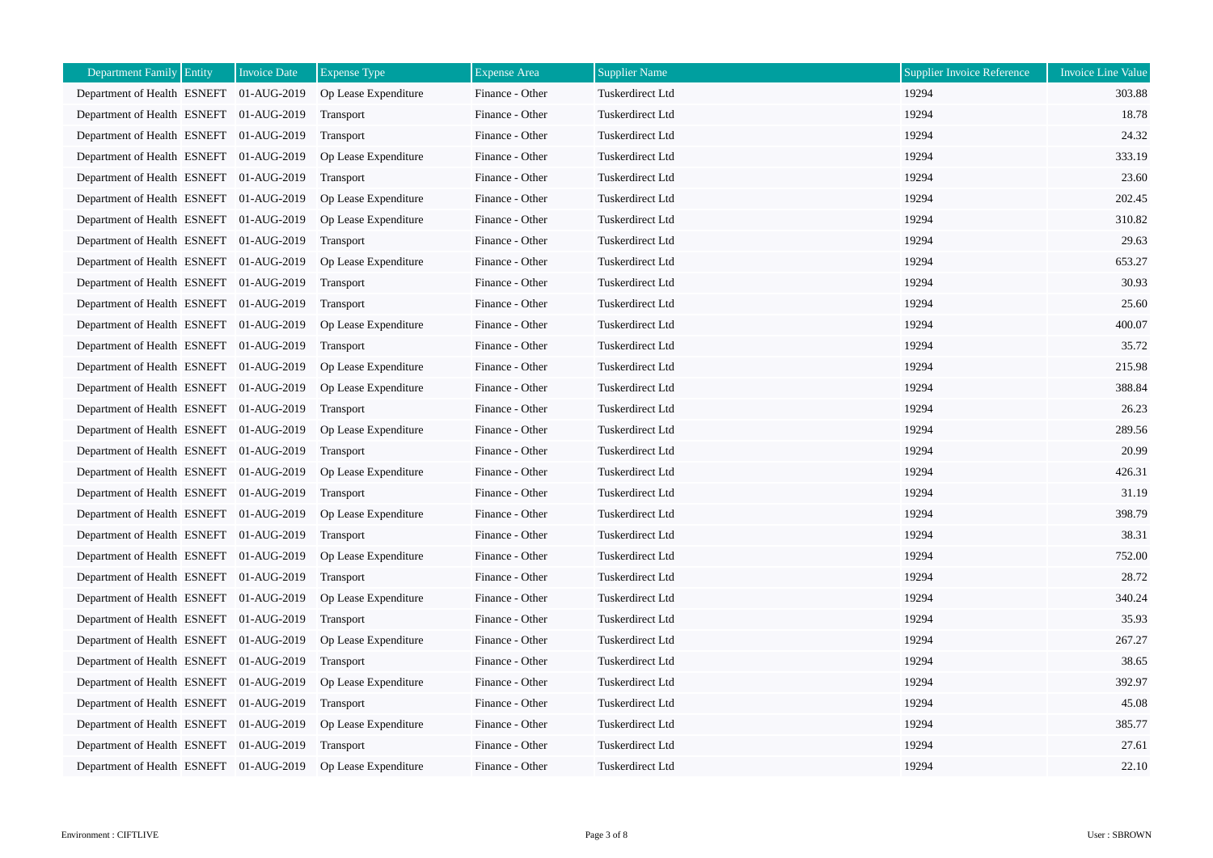| Department Family | Entity | Invoice Date | Expense Type | Expense Area | Supplier Name | Supplier Invoice Reference | Invoice Line Value |
|---|---|---|---|---|---|---|---|
| Department of Health | ESNEFT | 01-AUG-2019 | Op Lease Expenditure | Finance - Other | Tuskerdirect Ltd | 19294 | 303.88 |
| Department of Health | ESNEFT | 01-AUG-2019 | Transport | Finance - Other | Tuskerdirect Ltd | 19294 | 18.78 |
| Department of Health | ESNEFT | 01-AUG-2019 | Transport | Finance - Other | Tuskerdirect Ltd | 19294 | 24.32 |
| Department of Health | ESNEFT | 01-AUG-2019 | Op Lease Expenditure | Finance - Other | Tuskerdirect Ltd | 19294 | 333.19 |
| Department of Health | ESNEFT | 01-AUG-2019 | Transport | Finance - Other | Tuskerdirect Ltd | 19294 | 23.60 |
| Department of Health | ESNEFT | 01-AUG-2019 | Op Lease Expenditure | Finance - Other | Tuskerdirect Ltd | 19294 | 202.45 |
| Department of Health | ESNEFT | 01-AUG-2019 | Op Lease Expenditure | Finance - Other | Tuskerdirect Ltd | 19294 | 310.82 |
| Department of Health | ESNEFT | 01-AUG-2019 | Transport | Finance - Other | Tuskerdirect Ltd | 19294 | 29.63 |
| Department of Health | ESNEFT | 01-AUG-2019 | Op Lease Expenditure | Finance - Other | Tuskerdirect Ltd | 19294 | 653.27 |
| Department of Health | ESNEFT | 01-AUG-2019 | Transport | Finance - Other | Tuskerdirect Ltd | 19294 | 30.93 |
| Department of Health | ESNEFT | 01-AUG-2019 | Transport | Finance - Other | Tuskerdirect Ltd | 19294 | 25.60 |
| Department of Health | ESNEFT | 01-AUG-2019 | Op Lease Expenditure | Finance - Other | Tuskerdirect Ltd | 19294 | 400.07 |
| Department of Health | ESNEFT | 01-AUG-2019 | Transport | Finance - Other | Tuskerdirect Ltd | 19294 | 35.72 |
| Department of Health | ESNEFT | 01-AUG-2019 | Op Lease Expenditure | Finance - Other | Tuskerdirect Ltd | 19294 | 215.98 |
| Department of Health | ESNEFT | 01-AUG-2019 | Op Lease Expenditure | Finance - Other | Tuskerdirect Ltd | 19294 | 388.84 |
| Department of Health | ESNEFT | 01-AUG-2019 | Transport | Finance - Other | Tuskerdirect Ltd | 19294 | 26.23 |
| Department of Health | ESNEFT | 01-AUG-2019 | Op Lease Expenditure | Finance - Other | Tuskerdirect Ltd | 19294 | 289.56 |
| Department of Health | ESNEFT | 01-AUG-2019 | Transport | Finance - Other | Tuskerdirect Ltd | 19294 | 20.99 |
| Department of Health | ESNEFT | 01-AUG-2019 | Op Lease Expenditure | Finance - Other | Tuskerdirect Ltd | 19294 | 426.31 |
| Department of Health | ESNEFT | 01-AUG-2019 | Transport | Finance - Other | Tuskerdirect Ltd | 19294 | 31.19 |
| Department of Health | ESNEFT | 01-AUG-2019 | Op Lease Expenditure | Finance - Other | Tuskerdirect Ltd | 19294 | 398.79 |
| Department of Health | ESNEFT | 01-AUG-2019 | Transport | Finance - Other | Tuskerdirect Ltd | 19294 | 38.31 |
| Department of Health | ESNEFT | 01-AUG-2019 | Op Lease Expenditure | Finance - Other | Tuskerdirect Ltd | 19294 | 752.00 |
| Department of Health | ESNEFT | 01-AUG-2019 | Transport | Finance - Other | Tuskerdirect Ltd | 19294 | 28.72 |
| Department of Health | ESNEFT | 01-AUG-2019 | Op Lease Expenditure | Finance - Other | Tuskerdirect Ltd | 19294 | 340.24 |
| Department of Health | ESNEFT | 01-AUG-2019 | Transport | Finance - Other | Tuskerdirect Ltd | 19294 | 35.93 |
| Department of Health | ESNEFT | 01-AUG-2019 | Op Lease Expenditure | Finance - Other | Tuskerdirect Ltd | 19294 | 267.27 |
| Department of Health | ESNEFT | 01-AUG-2019 | Transport | Finance - Other | Tuskerdirect Ltd | 19294 | 38.65 |
| Department of Health | ESNEFT | 01-AUG-2019 | Op Lease Expenditure | Finance - Other | Tuskerdirect Ltd | 19294 | 392.97 |
| Department of Health | ESNEFT | 01-AUG-2019 | Transport | Finance - Other | Tuskerdirect Ltd | 19294 | 45.08 |
| Department of Health | ESNEFT | 01-AUG-2019 | Op Lease Expenditure | Finance - Other | Tuskerdirect Ltd | 19294 | 385.77 |
| Department of Health | ESNEFT | 01-AUG-2019 | Transport | Finance - Other | Tuskerdirect Ltd | 19294 | 27.61 |
| Department of Health | ESNEFT | 01-AUG-2019 | Op Lease Expenditure | Finance - Other | Tuskerdirect Ltd | 19294 | 22.10 |

Environment : CIFTLIVE

User : SBROWN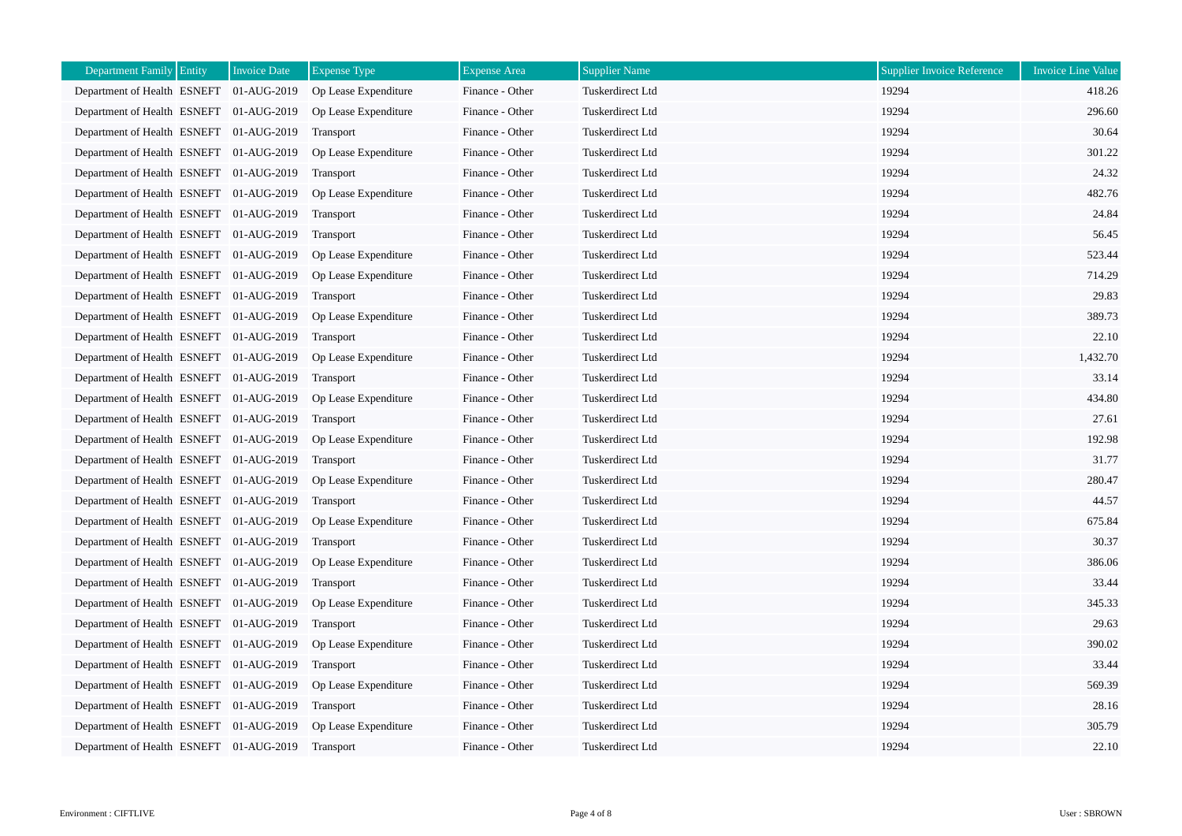| Department Family | Entity | Invoice Date | Expense Type | Expense Area | Supplier Name | Supplier Invoice Reference | Invoice Line Value |
|---|---|---|---|---|---|---|---|
| Department of Health | ESNEFT | 01-AUG-2019 | Op Lease Expenditure | Finance - Other | Tuskerdirect Ltd | 19294 | 418.26 |
| Department of Health | ESNEFT | 01-AUG-2019 | Op Lease Expenditure | Finance - Other | Tuskerdirect Ltd | 19294 | 296.60 |
| Department of Health | ESNEFT | 01-AUG-2019 | Transport | Finance - Other | Tuskerdirect Ltd | 19294 | 30.64 |
| Department of Health | ESNEFT | 01-AUG-2019 | Op Lease Expenditure | Finance - Other | Tuskerdirect Ltd | 19294 | 301.22 |
| Department of Health | ESNEFT | 01-AUG-2019 | Transport | Finance - Other | Tuskerdirect Ltd | 19294 | 24.32 |
| Department of Health | ESNEFT | 01-AUG-2019 | Op Lease Expenditure | Finance - Other | Tuskerdirect Ltd | 19294 | 482.76 |
| Department of Health | ESNEFT | 01-AUG-2019 | Transport | Finance - Other | Tuskerdirect Ltd | 19294 | 24.84 |
| Department of Health | ESNEFT | 01-AUG-2019 | Transport | Finance - Other | Tuskerdirect Ltd | 19294 | 56.45 |
| Department of Health | ESNEFT | 01-AUG-2019 | Op Lease Expenditure | Finance - Other | Tuskerdirect Ltd | 19294 | 523.44 |
| Department of Health | ESNEFT | 01-AUG-2019 | Op Lease Expenditure | Finance - Other | Tuskerdirect Ltd | 19294 | 714.29 |
| Department of Health | ESNEFT | 01-AUG-2019 | Transport | Finance - Other | Tuskerdirect Ltd | 19294 | 29.83 |
| Department of Health | ESNEFT | 01-AUG-2019 | Op Lease Expenditure | Finance - Other | Tuskerdirect Ltd | 19294 | 389.73 |
| Department of Health | ESNEFT | 01-AUG-2019 | Transport | Finance - Other | Tuskerdirect Ltd | 19294 | 22.10 |
| Department of Health | ESNEFT | 01-AUG-2019 | Op Lease Expenditure | Finance - Other | Tuskerdirect Ltd | 19294 | 1,432.70 |
| Department of Health | ESNEFT | 01-AUG-2019 | Transport | Finance - Other | Tuskerdirect Ltd | 19294 | 33.14 |
| Department of Health | ESNEFT | 01-AUG-2019 | Op Lease Expenditure | Finance - Other | Tuskerdirect Ltd | 19294 | 434.80 |
| Department of Health | ESNEFT | 01-AUG-2019 | Transport | Finance - Other | Tuskerdirect Ltd | 19294 | 27.61 |
| Department of Health | ESNEFT | 01-AUG-2019 | Op Lease Expenditure | Finance - Other | Tuskerdirect Ltd | 19294 | 192.98 |
| Department of Health | ESNEFT | 01-AUG-2019 | Transport | Finance - Other | Tuskerdirect Ltd | 19294 | 31.77 |
| Department of Health | ESNEFT | 01-AUG-2019 | Op Lease Expenditure | Finance - Other | Tuskerdirect Ltd | 19294 | 280.47 |
| Department of Health | ESNEFT | 01-AUG-2019 | Transport | Finance - Other | Tuskerdirect Ltd | 19294 | 44.57 |
| Department of Health | ESNEFT | 01-AUG-2019 | Op Lease Expenditure | Finance - Other | Tuskerdirect Ltd | 19294 | 675.84 |
| Department of Health | ESNEFT | 01-AUG-2019 | Transport | Finance - Other | Tuskerdirect Ltd | 19294 | 30.37 |
| Department of Health | ESNEFT | 01-AUG-2019 | Op Lease Expenditure | Finance - Other | Tuskerdirect Ltd | 19294 | 386.06 |
| Department of Health | ESNEFT | 01-AUG-2019 | Transport | Finance - Other | Tuskerdirect Ltd | 19294 | 33.44 |
| Department of Health | ESNEFT | 01-AUG-2019 | Op Lease Expenditure | Finance - Other | Tuskerdirect Ltd | 19294 | 345.33 |
| Department of Health | ESNEFT | 01-AUG-2019 | Transport | Finance - Other | Tuskerdirect Ltd | 19294 | 29.63 |
| Department of Health | ESNEFT | 01-AUG-2019 | Op Lease Expenditure | Finance - Other | Tuskerdirect Ltd | 19294 | 390.02 |
| Department of Health | ESNEFT | 01-AUG-2019 | Transport | Finance - Other | Tuskerdirect Ltd | 19294 | 33.44 |
| Department of Health | ESNEFT | 01-AUG-2019 | Op Lease Expenditure | Finance - Other | Tuskerdirect Ltd | 19294 | 569.39 |
| Department of Health | ESNEFT | 01-AUG-2019 | Transport | Finance - Other | Tuskerdirect Ltd | 19294 | 28.16 |
| Department of Health | ESNEFT | 01-AUG-2019 | Op Lease Expenditure | Finance - Other | Tuskerdirect Ltd | 19294 | 305.79 |
| Department of Health | ESNEFT | 01-AUG-2019 | Transport | Finance - Other | Tuskerdirect Ltd | 19294 | 22.10 |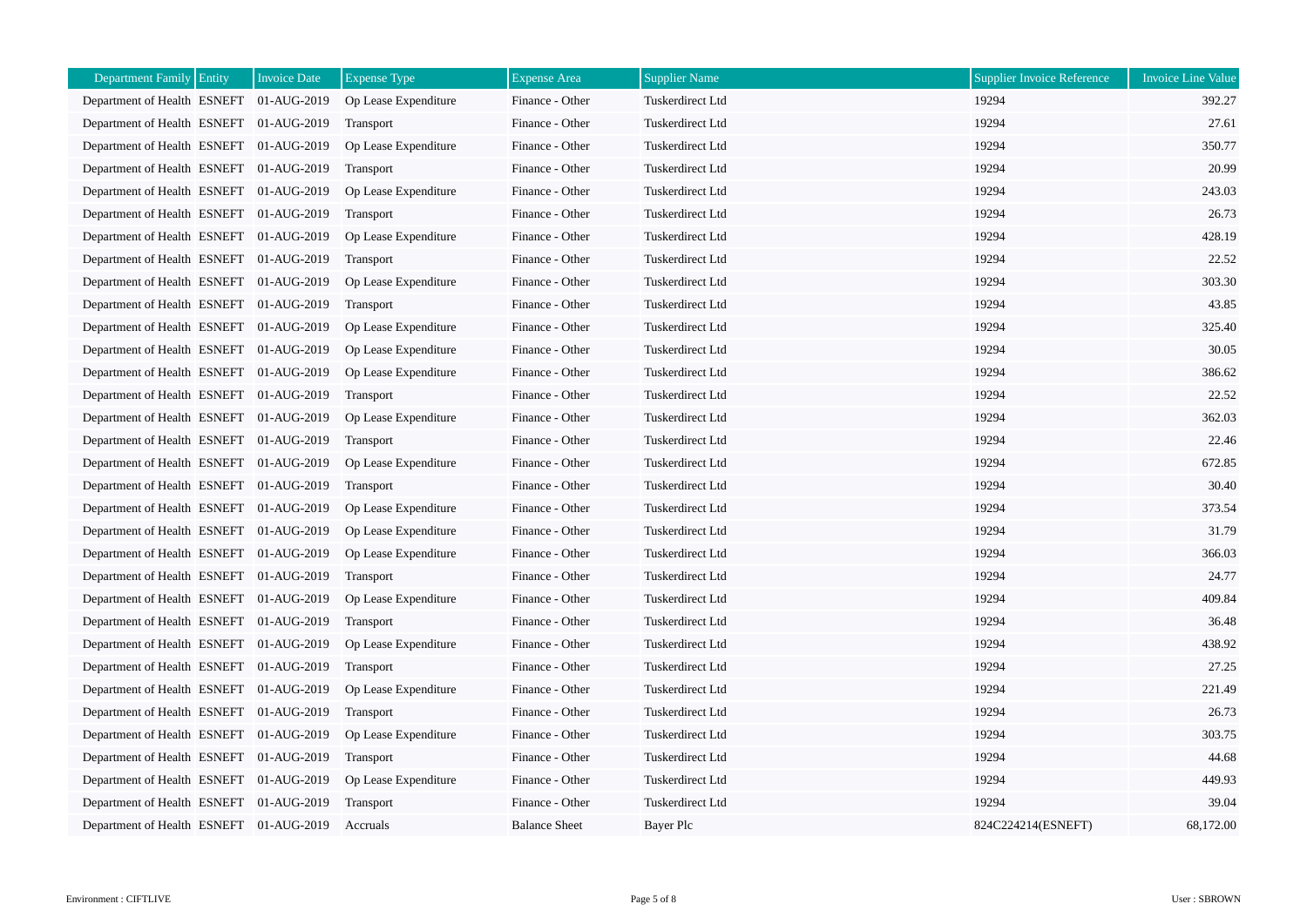| Department Family | Entity | Invoice Date | Expense Type | Expense Area | Supplier Name | Supplier Invoice Reference | Invoice Line Value |
|---|---|---|---|---|---|---|---|
| Department of Health | ESNEFT | 01-AUG-2019 | Op Lease Expenditure | Finance - Other | Tuskerdirect Ltd | 19294 | 392.27 |
| Department of Health | ESNEFT | 01-AUG-2019 | Transport | Finance - Other | Tuskerdirect Ltd | 19294 | 27.61 |
| Department of Health | ESNEFT | 01-AUG-2019 | Op Lease Expenditure | Finance - Other | Tuskerdirect Ltd | 19294 | 350.77 |
| Department of Health | ESNEFT | 01-AUG-2019 | Transport | Finance - Other | Tuskerdirect Ltd | 19294 | 20.99 |
| Department of Health | ESNEFT | 01-AUG-2019 | Op Lease Expenditure | Finance - Other | Tuskerdirect Ltd | 19294 | 243.03 |
| Department of Health | ESNEFT | 01-AUG-2019 | Transport | Finance - Other | Tuskerdirect Ltd | 19294 | 26.73 |
| Department of Health | ESNEFT | 01-AUG-2019 | Op Lease Expenditure | Finance - Other | Tuskerdirect Ltd | 19294 | 428.19 |
| Department of Health | ESNEFT | 01-AUG-2019 | Transport | Finance - Other | Tuskerdirect Ltd | 19294 | 22.52 |
| Department of Health | ESNEFT | 01-AUG-2019 | Op Lease Expenditure | Finance - Other | Tuskerdirect Ltd | 19294 | 303.30 |
| Department of Health | ESNEFT | 01-AUG-2019 | Transport | Finance - Other | Tuskerdirect Ltd | 19294 | 43.85 |
| Department of Health | ESNEFT | 01-AUG-2019 | Op Lease Expenditure | Finance - Other | Tuskerdirect Ltd | 19294 | 325.40 |
| Department of Health | ESNEFT | 01-AUG-2019 | Op Lease Expenditure | Finance - Other | Tuskerdirect Ltd | 19294 | 30.05 |
| Department of Health | ESNEFT | 01-AUG-2019 | Op Lease Expenditure | Finance - Other | Tuskerdirect Ltd | 19294 | 386.62 |
| Department of Health | ESNEFT | 01-AUG-2019 | Transport | Finance - Other | Tuskerdirect Ltd | 19294 | 22.52 |
| Department of Health | ESNEFT | 01-AUG-2019 | Op Lease Expenditure | Finance - Other | Tuskerdirect Ltd | 19294 | 362.03 |
| Department of Health | ESNEFT | 01-AUG-2019 | Transport | Finance - Other | Tuskerdirect Ltd | 19294 | 22.46 |
| Department of Health | ESNEFT | 01-AUG-2019 | Op Lease Expenditure | Finance - Other | Tuskerdirect Ltd | 19294 | 672.85 |
| Department of Health | ESNEFT | 01-AUG-2019 | Transport | Finance - Other | Tuskerdirect Ltd | 19294 | 30.40 |
| Department of Health | ESNEFT | 01-AUG-2019 | Op Lease Expenditure | Finance - Other | Tuskerdirect Ltd | 19294 | 373.54 |
| Department of Health | ESNEFT | 01-AUG-2019 | Op Lease Expenditure | Finance - Other | Tuskerdirect Ltd | 19294 | 31.79 |
| Department of Health | ESNEFT | 01-AUG-2019 | Op Lease Expenditure | Finance - Other | Tuskerdirect Ltd | 19294 | 366.03 |
| Department of Health | ESNEFT | 01-AUG-2019 | Transport | Finance - Other | Tuskerdirect Ltd | 19294 | 24.77 |
| Department of Health | ESNEFT | 01-AUG-2019 | Op Lease Expenditure | Finance - Other | Tuskerdirect Ltd | 19294 | 409.84 |
| Department of Health | ESNEFT | 01-AUG-2019 | Transport | Finance - Other | Tuskerdirect Ltd | 19294 | 36.48 |
| Department of Health | ESNEFT | 01-AUG-2019 | Op Lease Expenditure | Finance - Other | Tuskerdirect Ltd | 19294 | 438.92 |
| Department of Health | ESNEFT | 01-AUG-2019 | Transport | Finance - Other | Tuskerdirect Ltd | 19294 | 27.25 |
| Department of Health | ESNEFT | 01-AUG-2019 | Op Lease Expenditure | Finance - Other | Tuskerdirect Ltd | 19294 | 221.49 |
| Department of Health | ESNEFT | 01-AUG-2019 | Transport | Finance - Other | Tuskerdirect Ltd | 19294 | 26.73 |
| Department of Health | ESNEFT | 01-AUG-2019 | Op Lease Expenditure | Finance - Other | Tuskerdirect Ltd | 19294 | 303.75 |
| Department of Health | ESNEFT | 01-AUG-2019 | Transport | Finance - Other | Tuskerdirect Ltd | 19294 | 44.68 |
| Department of Health | ESNEFT | 01-AUG-2019 | Op Lease Expenditure | Finance - Other | Tuskerdirect Ltd | 19294 | 449.93 |
| Department of Health | ESNEFT | 01-AUG-2019 | Transport | Finance - Other | Tuskerdirect Ltd | 19294 | 39.04 |
| Department of Health | ESNEFT | 01-AUG-2019 | Accruals | Balance Sheet | Bayer Plc | 824C224214(ESNEFT) | 68,172.00 |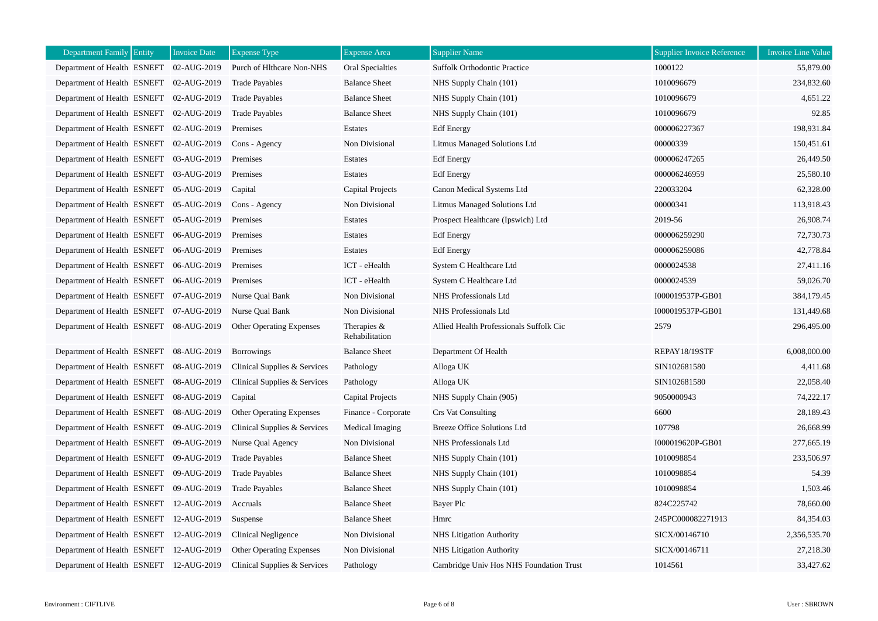| Department Family | Entity | Invoice Date | Expense Type | Expense Area | Supplier Name | Supplier Invoice Reference | Invoice Line Value |
|---|---|---|---|---|---|---|---|
| Department of Health | ESNEFT | 02-AUG-2019 | Purch of Hlthcare Non-NHS | Oral Specialties | Suffolk Orthodontic Practice | 1000122 | 55,879.00 |
| Department of Health | ESNEFT | 02-AUG-2019 | Trade Payables | Balance Sheet | NHS Supply Chain (101) | 1010096679 | 234,832.60 |
| Department of Health | ESNEFT | 02-AUG-2019 | Trade Payables | Balance Sheet | NHS Supply Chain (101) | 1010096679 | 4,651.22 |
| Department of Health | ESNEFT | 02-AUG-2019 | Trade Payables | Balance Sheet | NHS Supply Chain (101) | 1010096679 | 92.85 |
| Department of Health | ESNEFT | 02-AUG-2019 | Premises | Estates | Edf Energy | 000006227367 | 198,931.84 |
| Department of Health | ESNEFT | 02-AUG-2019 | Cons - Agency | Non Divisional | Litmus Managed Solutions Ltd | 00000339 | 150,451.61 |
| Department of Health | ESNEFT | 03-AUG-2019 | Premises | Estates | Edf Energy | 000006247265 | 26,449.50 |
| Department of Health | ESNEFT | 03-AUG-2019 | Premises | Estates | Edf Energy | 000006246959 | 25,580.10 |
| Department of Health | ESNEFT | 05-AUG-2019 | Capital | Capital Projects | Canon Medical Systems Ltd | 220033204 | 62,328.00 |
| Department of Health | ESNEFT | 05-AUG-2019 | Cons - Agency | Non Divisional | Litmus Managed Solutions Ltd | 00000341 | 113,918.43 |
| Department of Health | ESNEFT | 05-AUG-2019 | Premises | Estates | Prospect Healthcare (Ipswich) Ltd | 2019-56 | 26,908.74 |
| Department of Health | ESNEFT | 06-AUG-2019 | Premises | Estates | Edf Energy | 000006259290 | 72,730.73 |
| Department of Health | ESNEFT | 06-AUG-2019 | Premises | Estates | Edf Energy | 000006259086 | 42,778.84 |
| Department of Health | ESNEFT | 06-AUG-2019 | Premises | ICT - eHealth | System C Healthcare Ltd | 0000024538 | 27,411.16 |
| Department of Health | ESNEFT | 06-AUG-2019 | Premises | ICT - eHealth | System C Healthcare Ltd | 0000024539 | 59,026.70 |
| Department of Health | ESNEFT | 07-AUG-2019 | Nurse Qual Bank | Non Divisional | NHS Professionals Ltd | I000019537P-GB01 | 384,179.45 |
| Department of Health | ESNEFT | 07-AUG-2019 | Nurse Qual Bank | Non Divisional | NHS Professionals Ltd | I000019537P-GB01 | 131,449.68 |
| Department of Health | ESNEFT | 08-AUG-2019 | Other Operating Expenses | Therapies & Rehabilitation | Allied Health Professionals Suffolk Cic | 2579 | 296,495.00 |
| Department of Health | ESNEFT | 08-AUG-2019 | Borrowings | Balance Sheet | Department Of Health | REPAY18/19STF | 6,008,000.00 |
| Department of Health | ESNEFT | 08-AUG-2019 | Clinical Supplies & Services | Pathology | Alloga UK | SIN102681580 | 4,411.68 |
| Department of Health | ESNEFT | 08-AUG-2019 | Clinical Supplies & Services | Pathology | Alloga UK | SIN102681580 | 22,058.40 |
| Department of Health | ESNEFT | 08-AUG-2019 | Capital | Capital Projects | NHS Supply Chain (905) | 9050000943 | 74,222.17 |
| Department of Health | ESNEFT | 08-AUG-2019 | Other Operating Expenses | Finance - Corporate | Crs Vat Consulting | 6600 | 28,189.43 |
| Department of Health | ESNEFT | 09-AUG-2019 | Clinical Supplies & Services | Medical Imaging | Breeze Office Solutions Ltd | 107798 | 26,668.99 |
| Department of Health | ESNEFT | 09-AUG-2019 | Nurse Qual Agency | Non Divisional | NHS Professionals Ltd | I000019620P-GB01 | 277,665.19 |
| Department of Health | ESNEFT | 09-AUG-2019 | Trade Payables | Balance Sheet | NHS Supply Chain (101) | 1010098854 | 233,506.97 |
| Department of Health | ESNEFT | 09-AUG-2019 | Trade Payables | Balance Sheet | NHS Supply Chain (101) | 1010098854 | 54.39 |
| Department of Health | ESNEFT | 09-AUG-2019 | Trade Payables | Balance Sheet | NHS Supply Chain (101) | 1010098854 | 1,503.46 |
| Department of Health | ESNEFT | 12-AUG-2019 | Accruals | Balance Sheet | Bayer Plc | 824C225742 | 78,660.00 |
| Department of Health | ESNEFT | 12-AUG-2019 | Suspense | Balance Sheet | Hmrc | 245PC000082271913 | 84,354.03 |
| Department of Health | ESNEFT | 12-AUG-2019 | Clinical Negligence | Non Divisional | NHS Litigation Authority | SICX/00146710 | 2,356,535.70 |
| Department of Health | ESNEFT | 12-AUG-2019 | Other Operating Expenses | Non Divisional | NHS Litigation Authority | SICX/00146711 | 27,218.30 |
| Department of Health | ESNEFT | 12-AUG-2019 | Clinical Supplies & Services | Pathology | Cambridge Univ Hos NHS Foundation Trust | 1014561 | 33,427.62 |

Environment : CIFTLIVE

User : SBROWN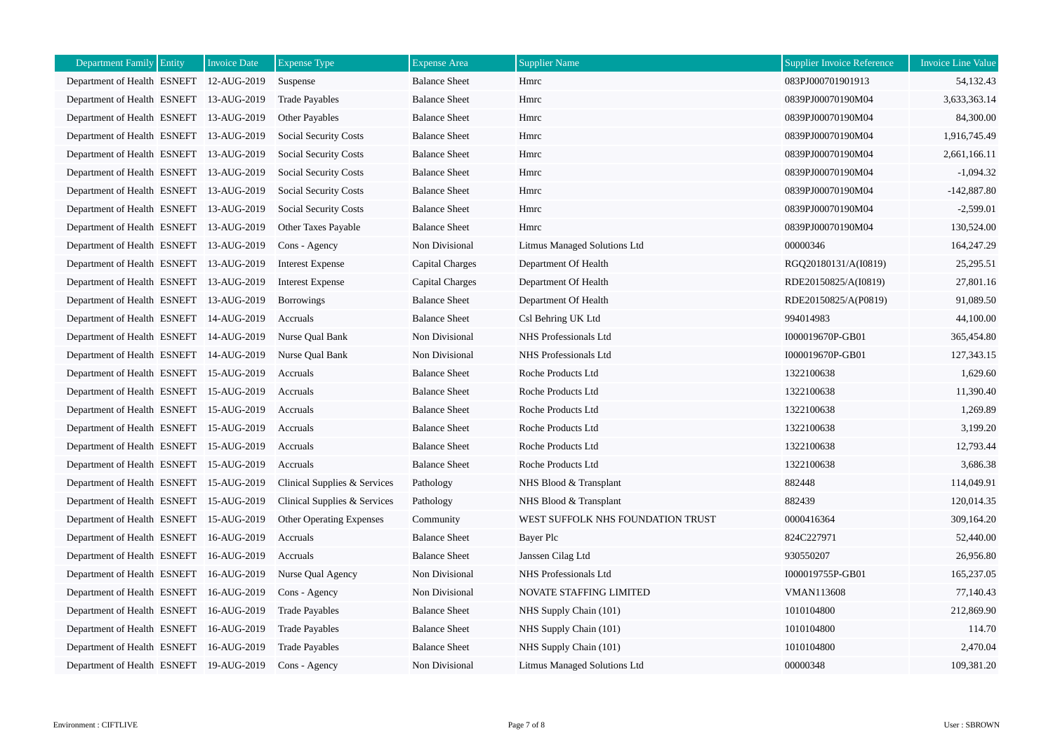| Department Family | Entity | Invoice Date | Expense Type | Expense Area | Supplier Name | Supplier Invoice Reference | Invoice Line Value |
|---|---|---|---|---|---|---|---|
| Department of Health | ESNEFT | 12-AUG-2019 | Suspense | Balance Sheet | Hmrc | 083PJ000701901913 | 54,132.43 |
| Department of Health | ESNEFT | 13-AUG-2019 | Trade Payables | Balance Sheet | Hmrc | 0839PJ00070190M04 | 3,633,363.14 |
| Department of Health | ESNEFT | 13-AUG-2019 | Other Payables | Balance Sheet | Hmrc | 0839PJ00070190M04 | 84,300.00 |
| Department of Health | ESNEFT | 13-AUG-2019 | Social Security Costs | Balance Sheet | Hmrc | 0839PJ00070190M04 | 1,916,745.49 |
| Department of Health | ESNEFT | 13-AUG-2019 | Social Security Costs | Balance Sheet | Hmrc | 0839PJ00070190M04 | 2,661,166.11 |
| Department of Health | ESNEFT | 13-AUG-2019 | Social Security Costs | Balance Sheet | Hmrc | 0839PJ00070190M04 | -1,094.32 |
| Department of Health | ESNEFT | 13-AUG-2019 | Social Security Costs | Balance Sheet | Hmrc | 0839PJ00070190M04 | -142,887.80 |
| Department of Health | ESNEFT | 13-AUG-2019 | Social Security Costs | Balance Sheet | Hmrc | 0839PJ00070190M04 | -2,599.01 |
| Department of Health | ESNEFT | 13-AUG-2019 | Other Taxes Payable | Balance Sheet | Hmrc | 0839PJ00070190M04 | 130,524.00 |
| Department of Health | ESNEFT | 13-AUG-2019 | Cons - Agency | Non Divisional | Litmus Managed Solutions Ltd | 00000346 | 164,247.29 |
| Department of Health | ESNEFT | 13-AUG-2019 | Interest Expense | Capital Charges | Department Of Health | RGQ20180131/A(I0819) | 25,295.51 |
| Department of Health | ESNEFT | 13-AUG-2019 | Interest Expense | Capital Charges | Department Of Health | RDE20150825/A(I0819) | 27,801.16 |
| Department of Health | ESNEFT | 13-AUG-2019 | Borrowings | Balance Sheet | Department Of Health | RDE20150825/A(P0819) | 91,089.50 |
| Department of Health | ESNEFT | 14-AUG-2019 | Accruals | Balance Sheet | Csl Behring UK Ltd | 994014983 | 44,100.00 |
| Department of Health | ESNEFT | 14-AUG-2019 | Nurse Qual Bank | Non Divisional | NHS Professionals Ltd | I000019670P-GB01 | 365,454.80 |
| Department of Health | ESNEFT | 14-AUG-2019 | Nurse Qual Bank | Non Divisional | NHS Professionals Ltd | I000019670P-GB01 | 127,343.15 |
| Department of Health | ESNEFT | 15-AUG-2019 | Accruals | Balance Sheet | Roche Products Ltd | 1322100638 | 1,629.60 |
| Department of Health | ESNEFT | 15-AUG-2019 | Accruals | Balance Sheet | Roche Products Ltd | 1322100638 | 11,390.40 |
| Department of Health | ESNEFT | 15-AUG-2019 | Accruals | Balance Sheet | Roche Products Ltd | 1322100638 | 1,269.89 |
| Department of Health | ESNEFT | 15-AUG-2019 | Accruals | Balance Sheet | Roche Products Ltd | 1322100638 | 3,199.20 |
| Department of Health | ESNEFT | 15-AUG-2019 | Accruals | Balance Sheet | Roche Products Ltd | 1322100638 | 12,793.44 |
| Department of Health | ESNEFT | 15-AUG-2019 | Accruals | Balance Sheet | Roche Products Ltd | 1322100638 | 3,686.38 |
| Department of Health | ESNEFT | 15-AUG-2019 | Clinical Supplies & Services | Pathology | NHS Blood & Transplant | 882448 | 114,049.91 |
| Department of Health | ESNEFT | 15-AUG-2019 | Clinical Supplies & Services | Pathology | NHS Blood & Transplant | 882439 | 120,014.35 |
| Department of Health | ESNEFT | 15-AUG-2019 | Other Operating Expenses | Community | WEST SUFFOLK NHS FOUNDATION TRUST | 0000416364 | 309,164.20 |
| Department of Health | ESNEFT | 16-AUG-2019 | Accruals | Balance Sheet | Bayer Plc | 824C227971 | 52,440.00 |
| Department of Health | ESNEFT | 16-AUG-2019 | Accruals | Balance Sheet | Janssen Cilag Ltd | 930550207 | 26,956.80 |
| Department of Health | ESNEFT | 16-AUG-2019 | Nurse Qual Agency | Non Divisional | NHS Professionals Ltd | I000019755P-GB01 | 165,237.05 |
| Department of Health | ESNEFT | 16-AUG-2019 | Cons - Agency | Non Divisional | NOVATE STAFFING LIMITED | VMAN113608 | 77,140.43 |
| Department of Health | ESNEFT | 16-AUG-2019 | Trade Payables | Balance Sheet | NHS Supply Chain (101) | 1010104800 | 212,869.90 |
| Department of Health | ESNEFT | 16-AUG-2019 | Trade Payables | Balance Sheet | NHS Supply Chain (101) | 1010104800 | 114.70 |
| Department of Health | ESNEFT | 16-AUG-2019 | Trade Payables | Balance Sheet | NHS Supply Chain (101) | 1010104800 | 2,470.04 |
| Department of Health | ESNEFT | 19-AUG-2019 | Cons - Agency | Non Divisional | Litmus Managed Solutions Ltd | 00000348 | 109,381.20 |

Environment : CIFTLIVE

User : SBROWN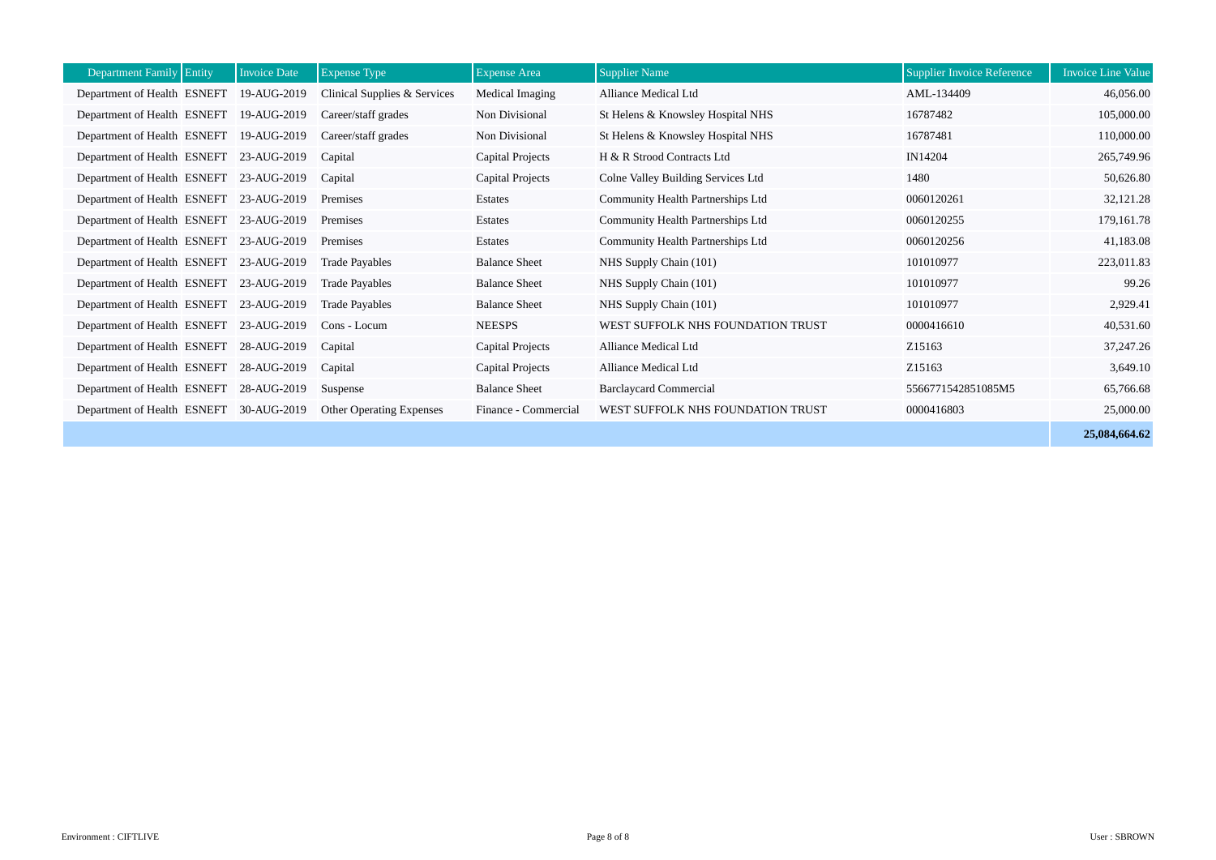| Department Family | Entity | Invoice Date | Expense Type | Expense Area | Supplier Name | Supplier Invoice Reference | Invoice Line Value |
|---|---|---|---|---|---|---|---|
| Department of Health | ESNEFT | 19-AUG-2019 | Clinical Supplies & Services | Medical Imaging | Alliance Medical Ltd | AML-134409 | 46,056.00 |
| Department of Health | ESNEFT | 19-AUG-2019 | Career/staff grades | Non Divisional | St Helens & Knowsley Hospital NHS | 16787482 | 105,000.00 |
| Department of Health | ESNEFT | 19-AUG-2019 | Career/staff grades | Non Divisional | St Helens & Knowsley Hospital NHS | 16787481 | 110,000.00 |
| Department of Health | ESNEFT | 23-AUG-2019 | Capital | Capital Projects | H & R Strood Contracts Ltd | IN14204 | 265,749.96 |
| Department of Health | ESNEFT | 23-AUG-2019 | Capital | Capital Projects | Colne Valley Building Services Ltd | 1480 | 50,626.80 |
| Department of Health | ESNEFT | 23-AUG-2019 | Premises | Estates | Community Health Partnerships Ltd | 0060120261 | 32,121.28 |
| Department of Health | ESNEFT | 23-AUG-2019 | Premises | Estates | Community Health Partnerships Ltd | 0060120255 | 179,161.78 |
| Department of Health | ESNEFT | 23-AUG-2019 | Premises | Estates | Community Health Partnerships Ltd | 0060120256 | 41,183.08 |
| Department of Health | ESNEFT | 23-AUG-2019 | Trade Payables | Balance Sheet | NHS Supply Chain (101) | 101010977 | 223,011.83 |
| Department of Health | ESNEFT | 23-AUG-2019 | Trade Payables | Balance Sheet | NHS Supply Chain (101) | 101010977 | 99.26 |
| Department of Health | ESNEFT | 23-AUG-2019 | Trade Payables | Balance Sheet | NHS Supply Chain (101) | 101010977 | 2,929.41 |
| Department of Health | ESNEFT | 23-AUG-2019 | Cons - Locum | NEESPS | WEST SUFFOLK NHS FOUNDATION TRUST | 0000416610 | 40,531.60 |
| Department of Health | ESNEFT | 28-AUG-2019 | Capital | Capital Projects | Alliance Medical Ltd | Z15163 | 37,247.26 |
| Department of Health | ESNEFT | 28-AUG-2019 | Capital | Capital Projects | Alliance Medical Ltd | Z15163 | 3,649.10 |
| Department of Health | ESNEFT | 28-AUG-2019 | Suspense | Balance Sheet | Barclaycard Commercial | 5566771542851085M5 | 65,766.68 |
| Department of Health | ESNEFT | 30-AUG-2019 | Other Operating Expenses | Finance - Commercial | WEST SUFFOLK NHS FOUNDATION TRUST | 0000416803 | 25,000.00 |
| | | | | | | | **25,084,664.62** |

Environment : CIFTLIVE

User : SBROWN